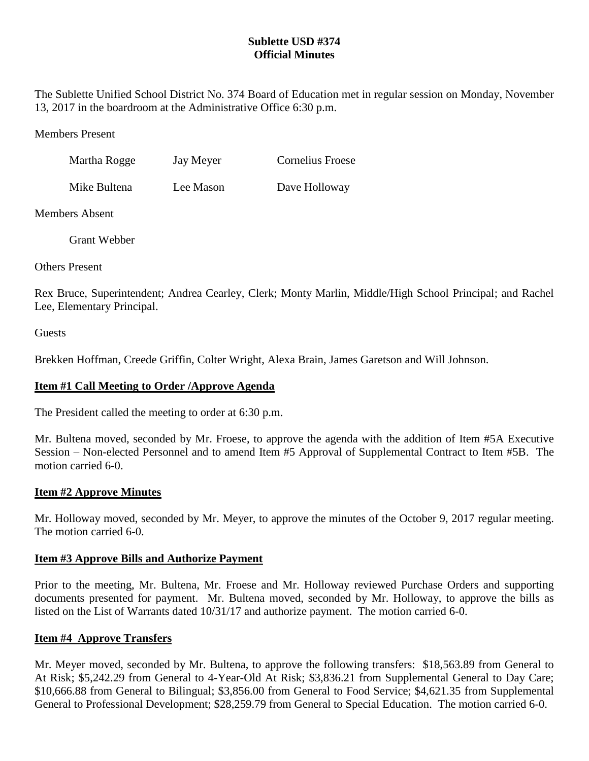**Sublette USD #374**
**Official Minutes**

The Sublette Unified School District No. 374 Board of Education met in regular session on Monday, November 13, 2017 in the boardroom at the Administrative Office 6:30 p.m.

Members Present

| | | |
|---|---|---|
| Martha Rogge | Jay Meyer | Cornelius Froese |
| Mike Bultena | Lee Mason | Dave Holloway |

Members Absent

Grant Webber

Others Present

Rex Bruce, Superintendent; Andrea Cearley, Clerk; Monty Marlin, Middle/High School Principal; and Rachel Lee, Elementary Principal.

Guests

Brekken Hoffman, Creede Griffin, Colter Wright, Alexa Brain, James Garetson and Will Johnson.

## Item #1 Call Meeting to Order /Approve Agenda

The President called the meeting to order at 6:30 p.m.

Mr. Bultena moved, seconded by Mr. Froese, to approve the agenda with the addition of Item #5A Executive Session – Non-elected Personnel and to amend Item #5 Approval of Supplemental Contract to Item #5B. The motion carried 6-0.

## Item #2 Approve Minutes

Mr. Holloway moved, seconded by Mr. Meyer, to approve the minutes of the October 9, 2017 regular meeting. The motion carried 6-0.

## Item #3 Approve Bills and Authorize Payment

Prior to the meeting, Mr. Bultena, Mr. Froese and Mr. Holloway reviewed Purchase Orders and supporting documents presented for payment. Mr. Bultena moved, seconded by Mr. Holloway, to approve the bills as listed on the List of Warrants dated 10/31/17 and authorize payment. The motion carried 6-0.

## Item #4 Approve Transfers

Mr. Meyer moved, seconded by Mr. Bultena, to approve the following transfers: $18,563.89 from General to At Risk; $5,242.29 from General to 4-Year-Old At Risk; $3,836.21 from Supplemental General to Day Care; $10,666.88 from General to Bilingual; $3,856.00 from General to Food Service; $4,621.35 from Supplemental General to Professional Development; $28,259.79 from General to Special Education. The motion carried 6-0.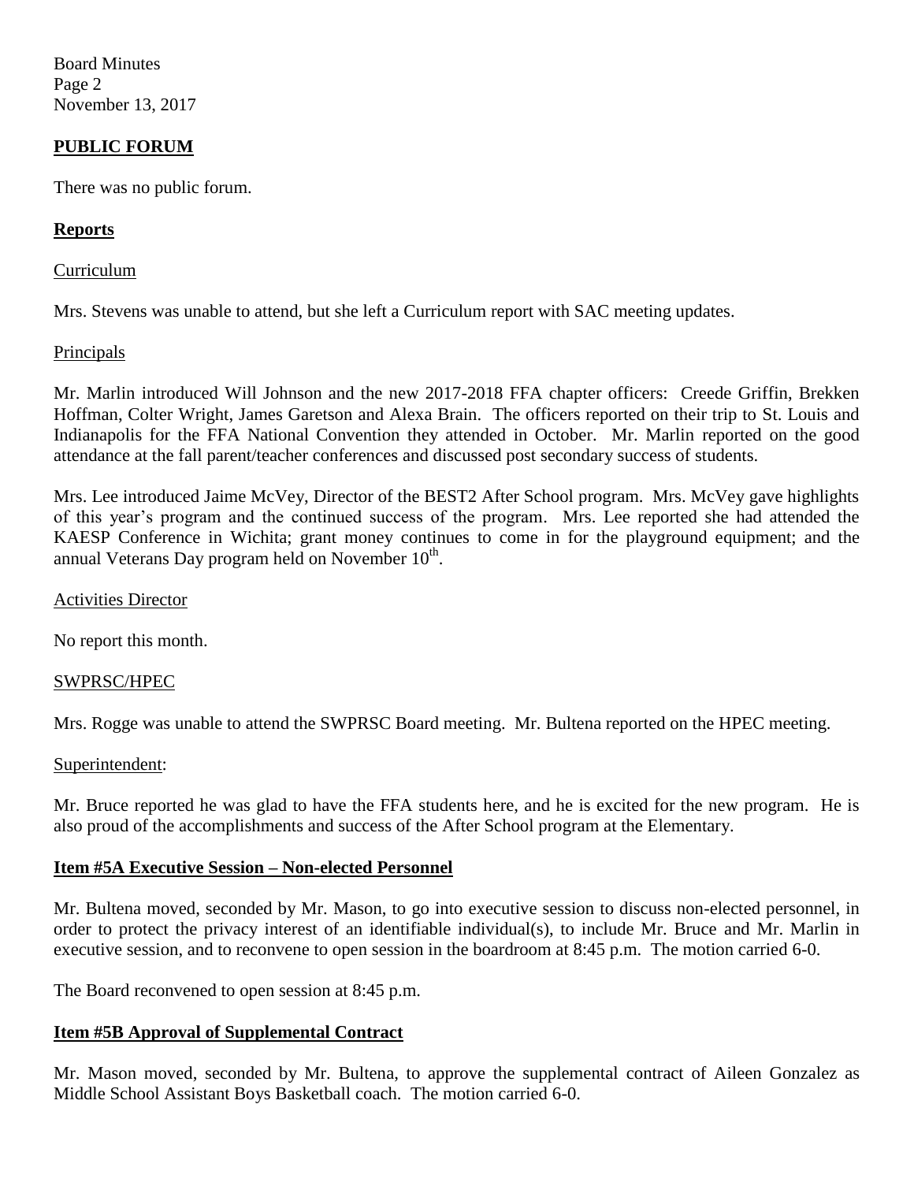## PUBLIC FORUM

There was no public forum.

## Reports

Curriculum

Mrs. Stevens was unable to attend, but she left a Curriculum report with SAC meeting updates.

Principals

Mr. Marlin introduced Will Johnson and the new 2017-2018 FFA chapter officers: Creede Griffin, Brekken Hoffman, Colter Wright, James Garetson and Alexa Brain. The officers reported on their trip to St. Louis and Indianapolis for the FFA National Convention they attended in October. Mr. Marlin reported on the good attendance at the fall parent/teacher conferences and discussed post secondary success of students.

Mrs. Lee introduced Jaime McVey, Director of the BEST2 After School program. Mrs. McVey gave highlights of this year's program and the continued success of the program. Mrs. Lee reported she had attended the KAESP Conference in Wichita; grant money continues to come in for the playground equipment; and the annual Veterans Day program held on November 10th.

Activities Director

No report this month.

SWPRSC/HPEC

Mrs. Rogge was unable to attend the SWPRSC Board meeting. Mr. Bultena reported on the HPEC meeting.

Superintendent:

Mr. Bruce reported he was glad to have the FFA students here, and he is excited for the new program. He is also proud of the accomplishments and success of the After School program at the Elementary.

## Item #5A Executive Session – Non-elected Personnel

Mr. Bultena moved, seconded by Mr. Mason, to go into executive session to discuss non-elected personnel, in order to protect the privacy interest of an identifiable individual(s), to include Mr. Bruce and Mr. Marlin in executive session, and to reconvene to open session in the boardroom at 8:45 p.m. The motion carried 6-0.

The Board reconvened to open session at 8:45 p.m.

## Item #5B Approval of Supplemental Contract

Mr. Mason moved, seconded by Mr. Bultena, to approve the supplemental contract of Aileen Gonzalez as Middle School Assistant Boys Basketball coach. The motion carried 6-0.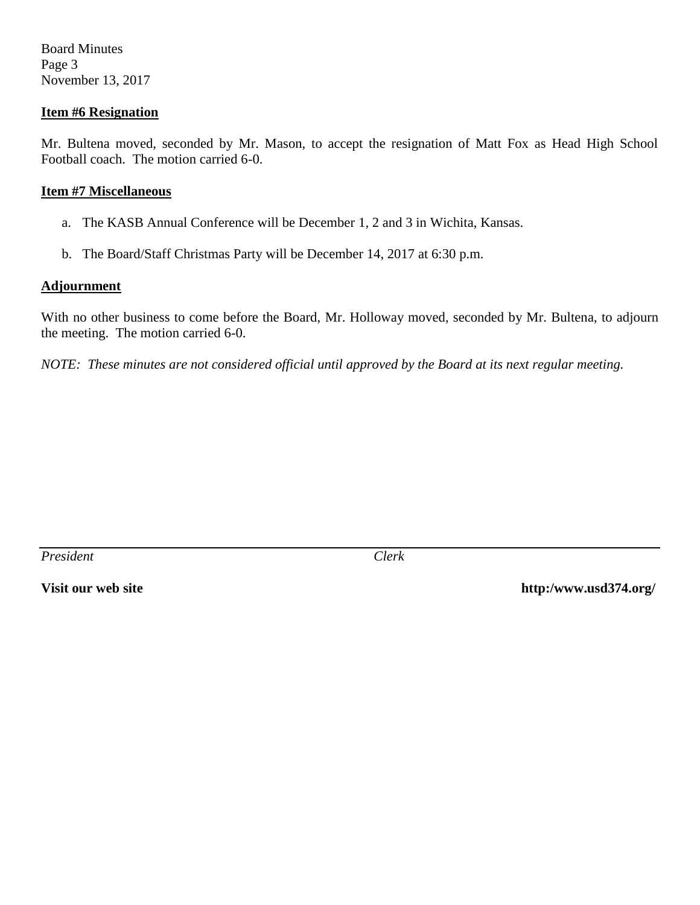**Item #6 Resignation**

Mr. Bultena moved, seconded by Mr. Mason, to accept the resignation of Matt Fox as Head High School Football coach. The motion carried 6-0.

**Item #7 Miscellaneous**

a. The KASB Annual Conference will be December 1, 2 and 3 in Wichita, Kansas.

b. The Board/Staff Christmas Party will be December 14, 2017 at 6:30 p.m.

**Adjournment**

With no other business to come before the Board, Mr. Holloway moved, seconded by Mr. Bultena, to adjourn the meeting. The motion carried 6-0.

*NOTE: These minutes are not considered official until approved by the Board at its next regular meeting.*

*President* *Clerk*

**Visit our web site** **http:/www.usd374.org/**